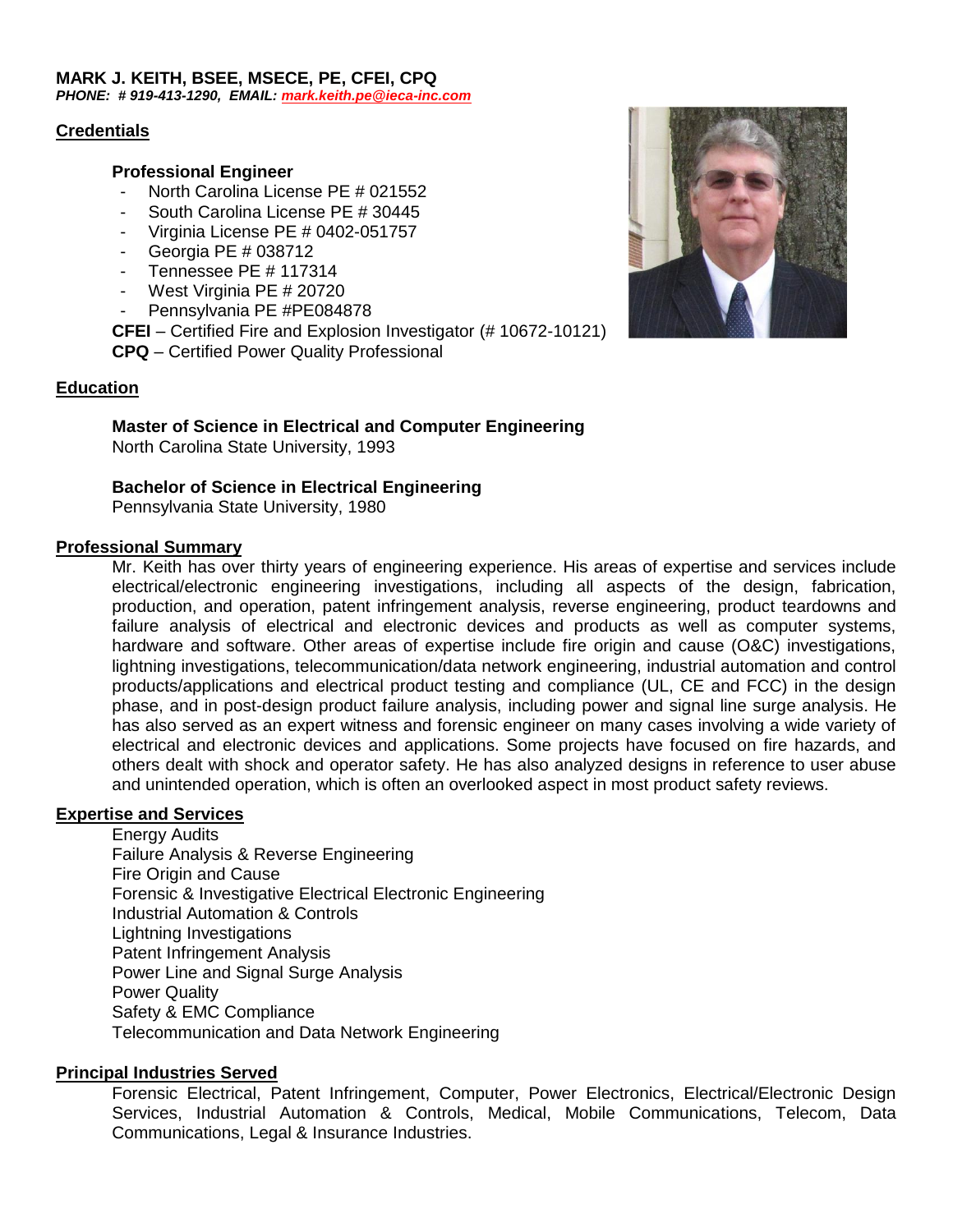**MARK J. KEITH, BSEE, MSECE, PE, CFEI, CPQ**
***PHONE: # 919-413-1290, EMAIL: mark.keith.pe@ieca-inc.com***

## Credentials

**Professional Engineer**

- North Carolina License PE # 021552
- South Carolina License PE # 30445
- Virginia License PE # 0402-051757
- Georgia PE # 038712
- Tennessee PE # 117314
- West Virginia PE # 20720
- Pennsylvania PE #PE084878

**CFEI** – Certified Fire and Explosion Investigator (# 10672-10121)
**CPQ** – Certified Power Quality Professional

## Education

**Master of Science in Electrical and Computer Engineering**
North Carolina State University, 1993

**Bachelor of Science in Electrical Engineering**
Pennsylvania State University, 1980

## Professional Summary

Mr. Keith has over thirty years of engineering experience. His areas of expertise and services include electrical/electronic engineering investigations, including all aspects of the design, fabrication, production, and operation, patent infringement analysis, reverse engineering, product teardowns and failure analysis of electrical and electronic devices and products as well as computer systems, hardware and software. Other areas of expertise include fire origin and cause (O&C) investigations, lightning investigations, telecommunication/data network engineering, industrial automation and control products/applications and electrical product testing and compliance (UL, CE and FCC) in the design phase, and in post-design product failure analysis, including power and signal line surge analysis. He has also served as an expert witness and forensic engineer on many cases involving a wide variety of electrical and electronic devices and applications. Some projects have focused on fire hazards, and others dealt with shock and operator safety. He has also analyzed designs in reference to user abuse and unintended operation, which is often an overlooked aspect in most product safety reviews.

## Expertise and Services

Energy Audits
Failure Analysis & Reverse Engineering
Fire Origin and Cause
Forensic & Investigative Electrical Electronic Engineering
Industrial Automation & Controls
Lightning Investigations
Patent Infringement Analysis
Power Line and Signal Surge Analysis
Power Quality
Safety & EMC Compliance
Telecommunication and Data Network Engineering

## Principal Industries Served

Forensic Electrical, Patent Infringement, Computer, Power Electronics, Electrical/Electronic Design Services, Industrial Automation & Controls, Medical, Mobile Communications, Telecom, Data Communications, Legal & Insurance Industries.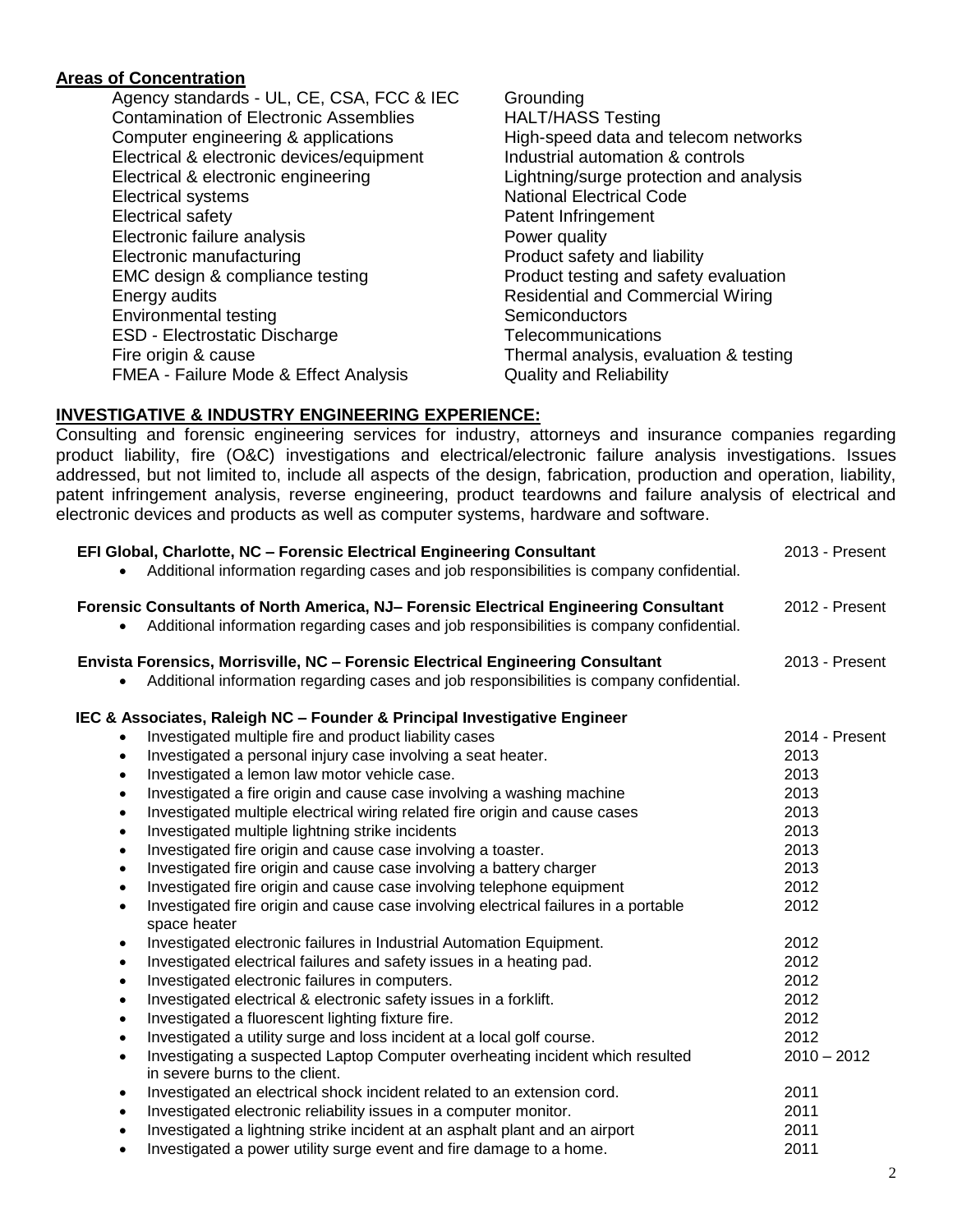## Areas of Concentration

- Agency standards - UL, CE, CSA, FCC & IEC
- Contamination of Electronic Assemblies
- Computer engineering & applications
- Electrical & electronic devices/equipment
- Electrical & electronic engineering
- Electrical systems
- Electrical safety
- Electronic failure analysis
- Electronic manufacturing
- EMC design & compliance testing
- Energy audits
- Environmental testing
- ESD - Electrostatic Discharge
- Fire origin & cause
- FMEA - Failure Mode & Effect Analysis
- Grounding
- HALT/HASS Testing
- High-speed data and telecom networks
- Industrial automation & controls
- Lightning/surge protection and analysis
- National Electrical Code
- Patent Infringement
- Power quality
- Product safety and liability
- Product testing and safety evaluation
- Residential and Commercial Wiring
- Semiconductors
- Telecommunications
- Thermal analysis, evaluation & testing
- Quality and Reliability

## INVESTIGATIVE & INDUSTRY ENGINEERING EXPERIENCE:

Consulting and forensic engineering services for industry, attorneys and insurance companies regarding product liability, fire (O&C) investigations and electrical/electronic failure analysis investigations. Issues addressed, but not limited to, include all aspects of the design, fabrication, production and operation, liability, patent infringement analysis, reverse engineering, product teardowns and failure analysis of electrical and electronic devices and products as well as computer systems, hardware and software.

**EFI Global, Charlotte, NC – Forensic Electrical Engineering Consultant** — 2013 - Present

- Additional information regarding cases and job responsibilities is company confidential.

**Forensic Consultants of North America, NJ– Forensic Electrical Engineering Consultant** — 2012 - Present

- Additional information regarding cases and job responsibilities is company confidential.

**Envista Forensics, Morrisville, NC – Forensic Electrical Engineering Consultant** — 2013 - Present

- Additional information regarding cases and job responsibilities is company confidential.

**IEC & Associates, Raleigh NC – Founder & Principal Investigative Engineer**

- Investigated multiple fire and product liability cases — 2014 - Present
- Investigated a personal injury case involving a seat heater. — 2013
- Investigated a lemon law motor vehicle case. — 2013
- Investigated a fire origin and cause case involving a washing machine — 2013
- Investigated multiple electrical wiring related fire origin and cause cases — 2013
- Investigated multiple lightning strike incidents — 2013
- Investigated fire origin and cause case involving a toaster. — 2013
- Investigated fire origin and cause case involving a battery charger — 2013
- Investigated fire origin and cause case involving telephone equipment — 2012
- Investigated fire origin and cause case involving electrical failures in a portable space heater — 2012
- Investigated electronic failures in Industrial Automation Equipment. — 2012
- Investigated electrical failures and safety issues in a heating pad. — 2012
- Investigated electronic failures in computers. — 2012
- Investigated electrical & electronic safety issues in a forklift. — 2012
- Investigated a fluorescent lighting fixture fire. — 2012
- Investigated a utility surge and loss incident at a local golf course. — 2012
- Investigating a suspected Laptop Computer overheating incident which resulted in severe burns to the client. — 2010 – 2012
- Investigated an electrical shock incident related to an extension cord. — 2011
- Investigated electronic reliability issues in a computer monitor. — 2011
- Investigated a lightning strike incident at an asphalt plant and an airport — 2011
- Investigated a power utility surge event and fire damage to a home. — 2011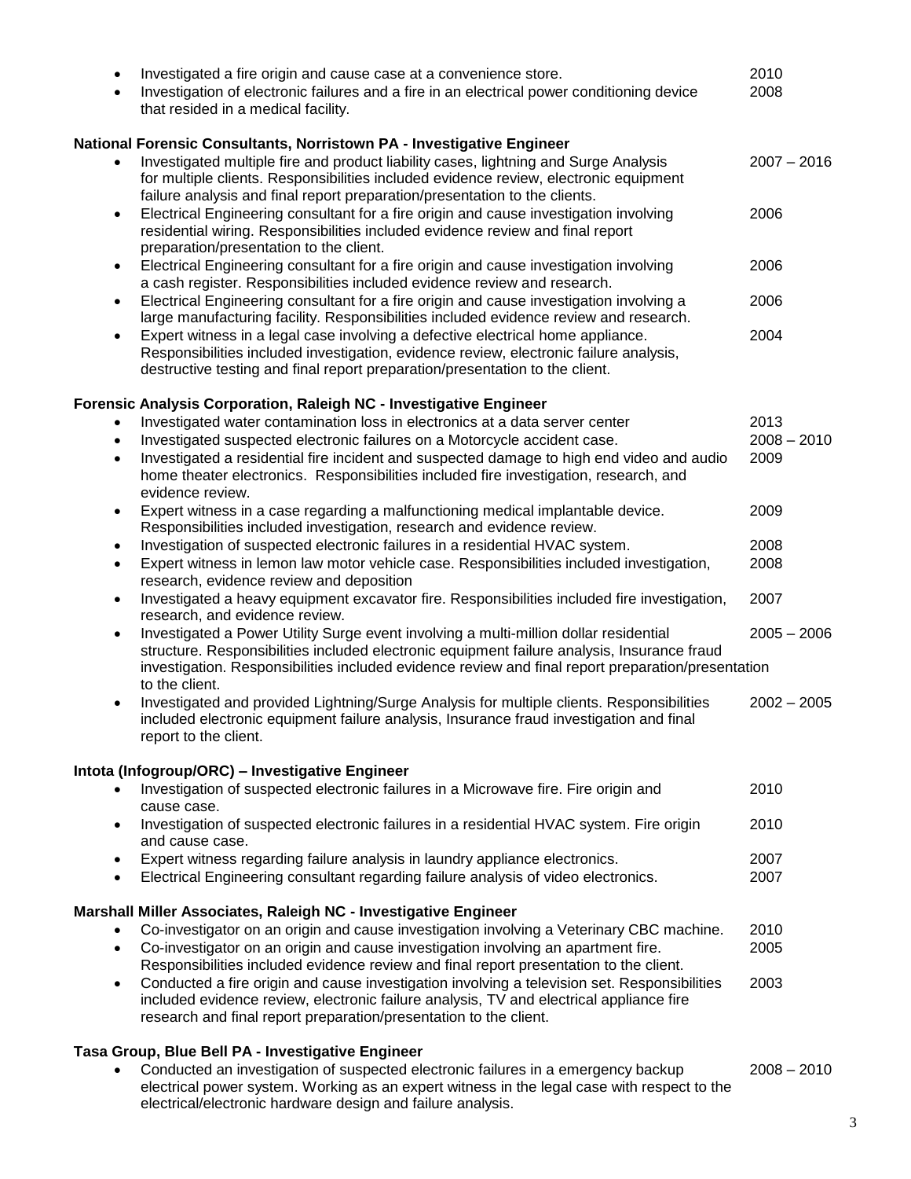- Investigated a fire origin and cause case at a convenience store. 2010
- Investigation of electronic failures and a fire in an electrical power conditioning device that resided in a medical facility. 2008

**National Forensic Consultants, Norristown PA - Investigative Engineer**

- Investigated multiple fire and product liability cases, lightning and Surge Analysis for multiple clients. Responsibilities included evidence review, electronic equipment failure analysis and final report preparation/presentation to the clients. 2007 – 2016
- Electrical Engineering consultant for a fire origin and cause investigation involving residential wiring. Responsibilities included evidence review and final report preparation/presentation to the client. 2006
- Electrical Engineering consultant for a fire origin and cause investigation involving a cash register. Responsibilities included evidence review and research. 2006
- Electrical Engineering consultant for a fire origin and cause investigation involving a large manufacturing facility. Responsibilities included evidence review and research. 2006
- Expert witness in a legal case involving a defective electrical home appliance. Responsibilities included investigation, evidence review, electronic failure analysis, destructive testing and final report preparation/presentation to the client. 2004

**Forensic Analysis Corporation, Raleigh NC - Investigative Engineer**

- Investigated water contamination loss in electronics at a data server center 2013
- Investigated suspected electronic failures on a Motorcycle accident case. 2008 – 2010
- Investigated a residential fire incident and suspected damage to high end video and audio home theater electronics. Responsibilities included fire investigation, research, and evidence review. 2009
- Expert witness in a case regarding a malfunctioning medical implantable device. Responsibilities included investigation, research and evidence review. 2009
- Investigation of suspected electronic failures in a residential HVAC system. 2008
- Expert witness in lemon law motor vehicle case. Responsibilities included investigation, research, evidence review and deposition 2008
- Investigated a heavy equipment excavator fire. Responsibilities included fire investigation, research, and evidence review. 2007
- Investigated a Power Utility Surge event involving a multi-million dollar residential structure. Responsibilities included electronic equipment failure analysis, Insurance fraud investigation. Responsibilities included evidence review and final report preparation/presentation to the client. 2005 – 2006
- Investigated and provided Lightning/Surge Analysis for multiple clients. Responsibilities included electronic equipment failure analysis, Insurance fraud investigation and final report to the client. 2002 – 2005

**Intota (Infogroup/ORC) – Investigative Engineer**

- Investigation of suspected electronic failures in a Microwave fire. Fire origin and cause case. 2010
- Investigation of suspected electronic failures in a residential HVAC system. Fire origin and cause case. 2010
- Expert witness regarding failure analysis in laundry appliance electronics. 2007
- Electrical Engineering consultant regarding failure analysis of video electronics. 2007

**Marshall Miller Associates, Raleigh NC - Investigative Engineer**

- Co-investigator on an origin and cause investigation involving a Veterinary CBC machine. 2010
- Co-investigator on an origin and cause investigation involving an apartment fire. Responsibilities included evidence review and final report presentation to the client. 2005
- Conducted a fire origin and cause investigation involving a television set. Responsibilities included evidence review, electronic failure analysis, TV and electrical appliance fire research and final report preparation/presentation to the client. 2003

**Tasa Group, Blue Bell PA - Investigative Engineer**

- Conducted an investigation of suspected electronic failures in a emergency backup electrical power system. Working as an expert witness in the legal case with respect to the electrical/electronic hardware design and failure analysis. 2008 – 2010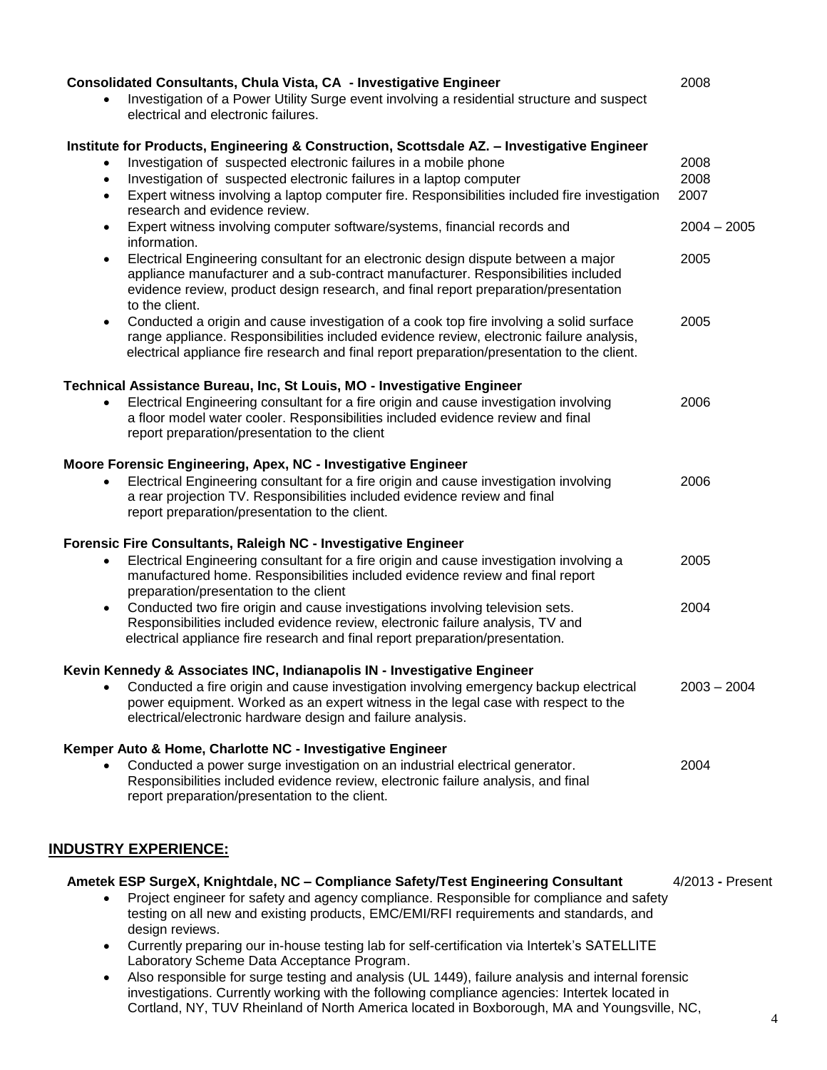**Consolidated Consultants, Chula Vista, CA - Investigative Engineer** 2008

- Investigation of a Power Utility Surge event involving a residential structure and suspect electrical and electronic failures.

**Institute for Products, Engineering & Construction, Scottsdale AZ. – Investigative Engineer**

- Investigation of suspected electronic failures in a mobile phone 2008
- Investigation of suspected electronic failures in a laptop computer 2008
- Expert witness involving a laptop computer fire. Responsibilities included fire investigation research and evidence review. 2007
- Expert witness involving computer software/systems, financial records and information. 2004 – 2005
- Electrical Engineering consultant for an electronic design dispute between a major appliance manufacturer and a sub-contract manufacturer. Responsibilities included evidence review, product design research, and final report preparation/presentation to the client. 2005
- Conducted a origin and cause investigation of a cook top fire involving a solid surface range appliance. Responsibilities included evidence review, electronic failure analysis, electrical appliance fire research and final report preparation/presentation to the client. 2005

**Technical Assistance Bureau, Inc, St Louis, MO - Investigative Engineer**

- Electrical Engineering consultant for a fire origin and cause investigation involving a floor model water cooler. Responsibilities included evidence review and final report preparation/presentation to the client 2006

**Moore Forensic Engineering, Apex, NC - Investigative Engineer**

- Electrical Engineering consultant for a fire origin and cause investigation involving a rear projection TV. Responsibilities included evidence review and final report preparation/presentation to the client. 2006

**Forensic Fire Consultants, Raleigh NC - Investigative Engineer**

- Electrical Engineering consultant for a fire origin and cause investigation involving a manufactured home. Responsibilities included evidence review and final report preparation/presentation to the client 2005
- Conducted two fire origin and cause investigations involving television sets. Responsibilities included evidence review, electronic failure analysis, TV and electrical appliance fire research and final report preparation/presentation. 2004

**Kevin Kennedy & Associates INC, Indianapolis IN - Investigative Engineer**

- Conducted a fire origin and cause investigation involving emergency backup electrical power equipment. Worked as an expert witness in the legal case with respect to the electrical/electronic hardware design and failure analysis. 2003 – 2004

**Kemper Auto & Home, Charlotte NC - Investigative Engineer**

- Conducted a power surge investigation on an industrial electrical generator. Responsibilities included evidence review, electronic failure analysis, and final report preparation/presentation to the client. 2004

## INDUSTRY EXPERIENCE:

**Ametek ESP SurgeX, Knightdale, NC – Compliance Safety/Test Engineering Consultant** 4/2013 - Present

- Project engineer for safety and agency compliance. Responsible for compliance and safety testing on all new and existing products, EMC/EMI/RFI requirements and standards, and design reviews.
- Currently preparing our in-house testing lab for self-certification via Intertek's SATELLITE Laboratory Scheme Data Acceptance Program.
- Also responsible for surge testing and analysis (UL 1449), failure analysis and internal forensic investigations. Currently working with the following compliance agencies: Intertek located in Cortland, NY, TUV Rheinland of North America located in Boxborough, MA and Youngsville, NC,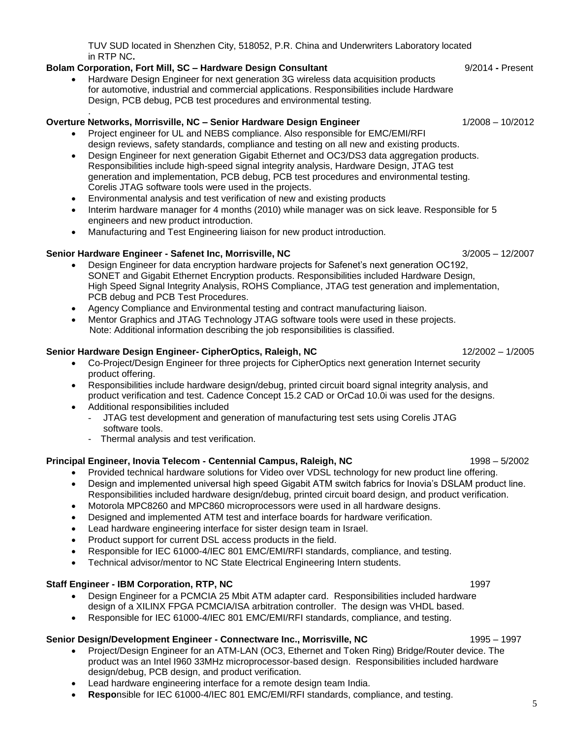TUV SUD located in Shenzhen City, 518052, P.R. China and Underwriters Laboratory located in RTP NC**.**

**Bolam Corporation, Fort Mill, SC – Hardware Design Consultant** 9/2014 **-** Present

- Hardware Design Engineer for next generation 3G wireless data acquisition products for automotive, industrial and commercial applications. Responsibilities include Hardware Design, PCB debug, PCB test procedures and environmental testing.

.

**Overture Networks, Morrisville, NC – Senior Hardware Design Engineer** 1/2008 – 10/2012

- Project engineer for UL and NEBS compliance. Also responsible for EMC/EMI/RFI design reviews, safety standards, compliance and testing on all new and existing products.
- Design Engineer for next generation Gigabit Ethernet and OC3/DS3 data aggregation products. Responsibilities include high-speed signal integrity analysis, Hardware Design, JTAG test generation and implementation, PCB debug, PCB test procedures and environmental testing. Corelis JTAG software tools were used in the projects.
- Environmental analysis and test verification of new and existing products
- Interim hardware manager for 4 months (2010) while manager was on sick leave. Responsible for 5 engineers and new product introduction.
- Manufacturing and Test Engineering liaison for new product introduction.

**Senior Hardware Engineer - Safenet Inc, Morrisville, NC** 3/2005 – 12/2007

- Design Engineer for data encryption hardware projects for Safenet's next generation OC192, SONET and Gigabit Ethernet Encryption products. Responsibilities included Hardware Design, High Speed Signal Integrity Analysis, ROHS Compliance, JTAG test generation and implementation, PCB debug and PCB Test Procedures.
- Agency Compliance and Environmental testing and contract manufacturing liaison.
- Mentor Graphics and JTAG Technology JTAG software tools were used in these projects. Note: Additional information describing the job responsibilities is classified.

**Senior Hardware Design Engineer- CipherOptics, Raleigh, NC** 12/2002 – 1/2005

- Co-Project/Design Engineer for three projects for CipherOptics next generation Internet security product offering.
- Responsibilities include hardware design/debug, printed circuit board signal integrity analysis, and product verification and test. Cadence Concept 15.2 CAD or OrCad 10.0i was used for the designs.
- Additional responsibilities included
  - JTAG test development and generation of manufacturing test sets using Corelis JTAG software tools.
  - Thermal analysis and test verification.

**Principal Engineer, Inovia Telecom - Centennial Campus, Raleigh, NC** 1998 – 5/2002

- Provided technical hardware solutions for Video over VDSL technology for new product line offering.
- Design and implemented universal high speed Gigabit ATM switch fabrics for Inovia's DSLAM product line. Responsibilities included hardware design/debug, printed circuit board design, and product verification.
- Motorola MPC8260 and MPC860 microprocessors were used in all hardware designs.
- Designed and implemented ATM test and interface boards for hardware verification.
- Lead hardware engineering interface for sister design team in Israel.
- Product support for current DSL access products in the field.
- Responsible for IEC 61000-4/IEC 801 EMC/EMI/RFI standards, compliance, and testing.
- Technical advisor/mentor to NC State Electrical Engineering Intern students.

**Staff Engineer - IBM Corporation, RTP, NC** 1997

- Design Engineer for a PCMCIA 25 Mbit ATM adapter card. Responsibilities included hardware design of a XILINX FPGA PCMCIA/ISA arbitration controller. The design was VHDL based.
- Responsible for IEC 61000-4/IEC 801 EMC/EMI/RFI standards, compliance, and testing.

**Senior Design/Development Engineer - Connectware Inc., Morrisville, NC** 1995 – 1997

- Project/Design Engineer for an ATM-LAN (OC3, Ethernet and Token Ring) Bridge/Router device. The product was an Intel I960 33MHz microprocessor-based design. Responsibilities included hardware design/debug, PCB design, and product verification.
- Lead hardware engineering interface for a remote design team India.
- **Respo**nsible for IEC 61000-4/IEC 801 EMC/EMI/RFI standards, compliance, and testing.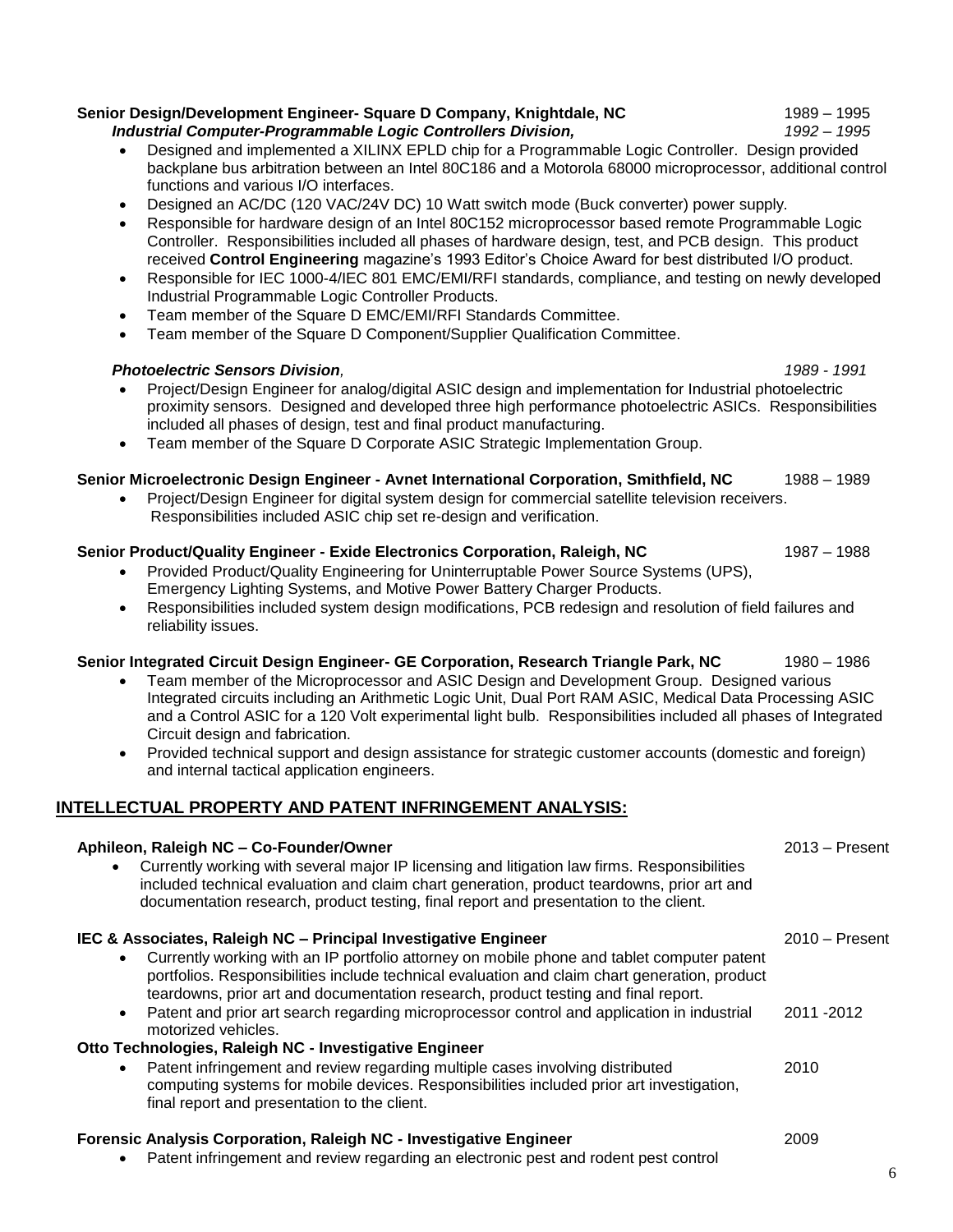**Senior Design/Development Engineer- Square D Company, Knightdale, NC** 1989 – 1995

***Industrial Computer-Programmable Logic Controllers Division,*** *1992 – 1995*

- Designed and implemented a XILINX EPLD chip for a Programmable Logic Controller. Design provided backplane bus arbitration between an Intel 80C186 and a Motorola 68000 microprocessor, additional control functions and various I/O interfaces.
- Designed an AC/DC (120 VAC/24V DC) 10 Watt switch mode (Buck converter) power supply.
- Responsible for hardware design of an Intel 80C152 microprocessor based remote Programmable Logic Controller. Responsibilities included all phases of hardware design, test, and PCB design. This product received **Control Engineering** magazine's 1993 Editor's Choice Award for best distributed I/O product.
- Responsible for IEC 1000-4/IEC 801 EMC/EMI/RFI standards, compliance, and testing on newly developed Industrial Programmable Logic Controller Products.
- Team member of the Square D EMC/EMI/RFI Standards Committee.
- Team member of the Square D Component/Supplier Qualification Committee.

***Photoelectric Sensors Division****,* *1989 - 1991*

- Project/Design Engineer for analog/digital ASIC design and implementation for Industrial photoelectric proximity sensors. Designed and developed three high performance photoelectric ASICs. Responsibilities included all phases of design, test and final product manufacturing.
- Team member of the Square D Corporate ASIC Strategic Implementation Group.

**Senior Microelectronic Design Engineer - Avnet International Corporation, Smithfield, NC** 1988 – 1989

- Project/Design Engineer for digital system design for commercial satellite television receivers. Responsibilities included ASIC chip set re-design and verification.

**Senior Product/Quality Engineer - Exide Electronics Corporation, Raleigh, NC** 1987 – 1988

- Provided Product/Quality Engineering for Uninterruptable Power Source Systems (UPS), Emergency Lighting Systems, and Motive Power Battery Charger Products.
- Responsibilities included system design modifications, PCB redesign and resolution of field failures and reliability issues.

**Senior Integrated Circuit Design Engineer- GE Corporation, Research Triangle Park, NC** 1980 – 1986

- Team member of the Microprocessor and ASIC Design and Development Group. Designed various Integrated circuits including an Arithmetic Logic Unit, Dual Port RAM ASIC, Medical Data Processing ASIC and a Control ASIC for a 120 Volt experimental light bulb. Responsibilities included all phases of Integrated Circuit design and fabrication.
- Provided technical support and design assistance for strategic customer accounts (domestic and foreign) and internal tactical application engineers.

## INTELLECTUAL PROPERTY AND PATENT INFRINGEMENT ANALYSIS:

**Aphileon, Raleigh NC – Co-Founder/Owner** 2013 – Present

- Currently working with several major IP licensing and litigation law firms. Responsibilities included technical evaluation and claim chart generation, product teardowns, prior art and documentation research, product testing, final report and presentation to the client.

**IEC & Associates, Raleigh NC – Principal Investigative Engineer** 2010 – Present

- Currently working with an IP portfolio attorney on mobile phone and tablet computer patent portfolios. Responsibilities include technical evaluation and claim chart generation, product teardowns, prior art and documentation research, product testing and final report.
- Patent and prior art search regarding microprocessor control and application in industrial motorized vehicles. 2011 -2012

**Otto Technologies, Raleigh NC - Investigative Engineer**

- Patent infringement and review regarding multiple cases involving distributed computing systems for mobile devices. Responsibilities included prior art investigation, final report and presentation to the client. 2010

**Forensic Analysis Corporation, Raleigh NC - Investigative Engineer** 2009

- Patent infringement and review regarding an electronic pest and rodent pest control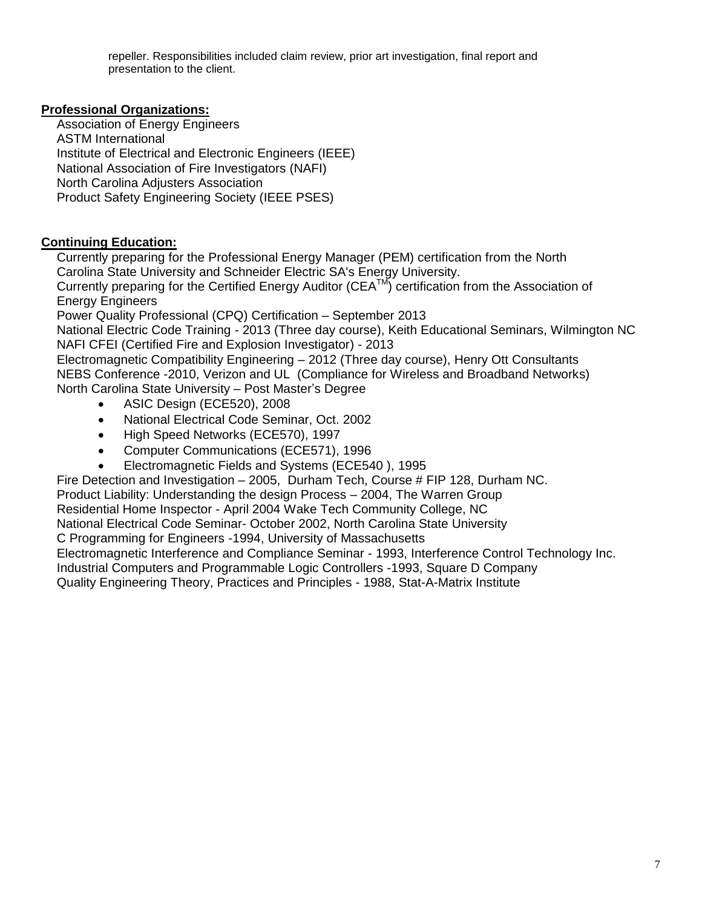repeller. Responsibilities included claim review, prior art investigation, final report and presentation to the client.

**Professional Organizations:**

Association of Energy Engineers
ASTM International
Institute of Electrical and Electronic Engineers (IEEE)
National Association of Fire Investigators (NAFI)
North Carolina Adjusters Association
Product Safety Engineering Society (IEEE PSES)

**Continuing Education:**

Currently preparing for the Professional Energy Manager (PEM) certification from the North Carolina State University and Schneider Electric SA's Energy University.
Currently preparing for the Certified Energy Auditor (CEA™) certification from the Association of Energy Engineers
Power Quality Professional (CPQ) Certification – September 2013
National Electric Code Training - 2013 (Three day course), Keith Educational Seminars, Wilmington NC
NAFI CFEI (Certified Fire and Explosion Investigator) - 2013
Electromagnetic Compatibility Engineering – 2012 (Three day course), Henry Ott Consultants
NEBS Conference -2010, Verizon and UL (Compliance for Wireless and Broadband Networks)
North Carolina State University – Post Master's Degree

- ASIC Design (ECE520), 2008
- National Electrical Code Seminar, Oct. 2002
- High Speed Networks (ECE570), 1997
- Computer Communications (ECE571), 1996
- Electromagnetic Fields and Systems (ECE540 ), 1995

Fire Detection and Investigation – 2005, Durham Tech, Course # FIP 128, Durham NC.
Product Liability: Understanding the design Process – 2004, The Warren Group
Residential Home Inspector - April 2004 Wake Tech Community College, NC
National Electrical Code Seminar- October 2002, North Carolina State University
C Programming for Engineers -1994, University of Massachusetts
Electromagnetic Interference and Compliance Seminar - 1993, Interference Control Technology Inc.
Industrial Computers and Programmable Logic Controllers -1993, Square D Company
Quality Engineering Theory, Practices and Principles - 1988, Stat-A-Matrix Institute